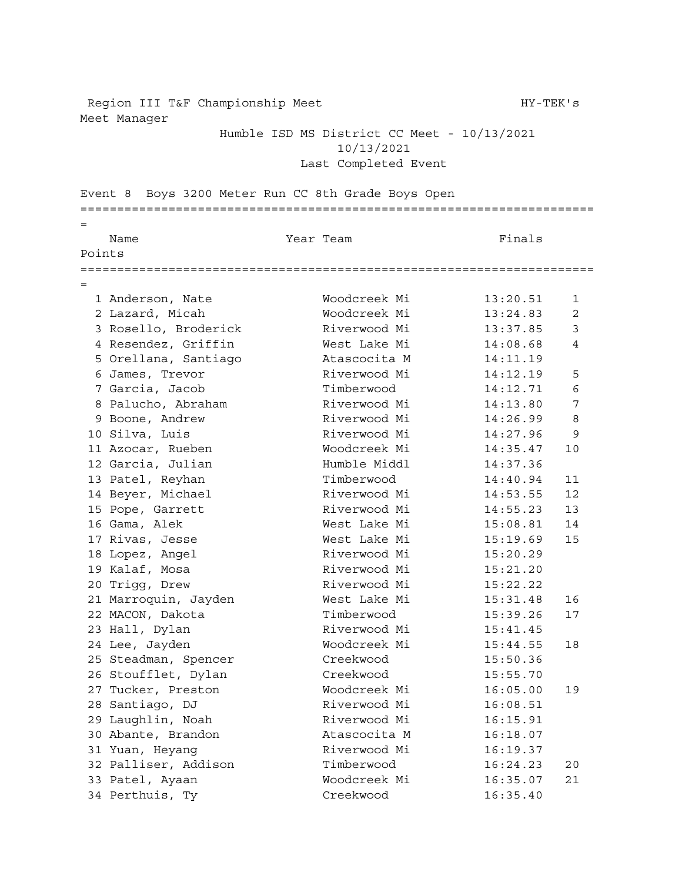Region III T&F Championship Meet HY-TEK's Meet Manager

Humble ISD MS District CC Meet - 10/13/2021

10/13/2021

Last Completed Event

**Event 8 Boys 3200 Meter Run CC 8th Grade Boys Open**

| | Name | Year | Team | Finals | Points |
|---|---|---|---|---|---|
| 1 | Anderson, Nate | | Woodcreek Mi | 13:20.51 | 1 |
| 2 | Lazard, Micah | | Woodcreek Mi | 13:24.83 | 2 |
| 3 | Rosello, Broderick | | Riverwood Mi | 13:37.85 | 3 |
| 4 | Resendez, Griffin | | West Lake Mi | 14:08.68 | 4 |
| 5 | Orellana, Santiago | | Atascocita M | 14:11.19 | |
| 6 | James, Trevor | | Riverwood Mi | 14:12.19 | 5 |
| 7 | Garcia, Jacob | | Timberwood | 14:12.71 | 6 |
| 8 | Palucho, Abraham | | Riverwood Mi | 14:13.80 | 7 |
| 9 | Boone, Andrew | | Riverwood Mi | 14:26.99 | 8 |
| 10 | Silva, Luis | | Riverwood Mi | 14:27.96 | 9 |
| 11 | Azocar, Rueben | | Woodcreek Mi | 14:35.47 | 10 |
| 12 | Garcia, Julian | | Humble Middl | 14:37.36 | |
| 13 | Patel, Reyhan | | Timberwood | 14:40.94 | 11 |
| 14 | Beyer, Michael | | Riverwood Mi | 14:53.55 | 12 |
| 15 | Pope, Garrett | | Riverwood Mi | 14:55.23 | 13 |
| 16 | Gama, Alek | | West Lake Mi | 15:08.81 | 14 |
| 17 | Rivas, Jesse | | West Lake Mi | 15:19.69 | 15 |
| 18 | Lopez, Angel | | Riverwood Mi | 15:20.29 | |
| 19 | Kalaf, Mosa | | Riverwood Mi | 15:21.20 | |
| 20 | Trigg, Drew | | Riverwood Mi | 15:22.22 | |
| 21 | Marroquin, Jayden | | West Lake Mi | 15:31.48 | 16 |
| 22 | MACON, Dakota | | Timberwood | 15:39.26 | 17 |
| 23 | Hall, Dylan | | Riverwood Mi | 15:41.45 | |
| 24 | Lee, Jayden | | Woodcreek Mi | 15:44.55 | 18 |
| 25 | Steadman, Spencer | | Creekwood | 15:50.36 | |
| 26 | Stoufflet, Dylan | | Creekwood | 15:55.70 | |
| 27 | Tucker, Preston | | Woodcreek Mi | 16:05.00 | 19 |
| 28 | Santiago, DJ | | Riverwood Mi | 16:08.51 | |
| 29 | Laughlin, Noah | | Riverwood Mi | 16:15.91 | |
| 30 | Abante, Brandon | | Atascocita M | 16:18.07 | |
| 31 | Yuan, Heyang | | Riverwood Mi | 16:19.37 | |
| 32 | Palliser, Addison | | Timberwood | 16:24.23 | 20 |
| 33 | Patel, Ayaan | | Woodcreek Mi | 16:35.07 | 21 |
| 34 | Perthuis, Ty | | Creekwood | 16:35.40 | |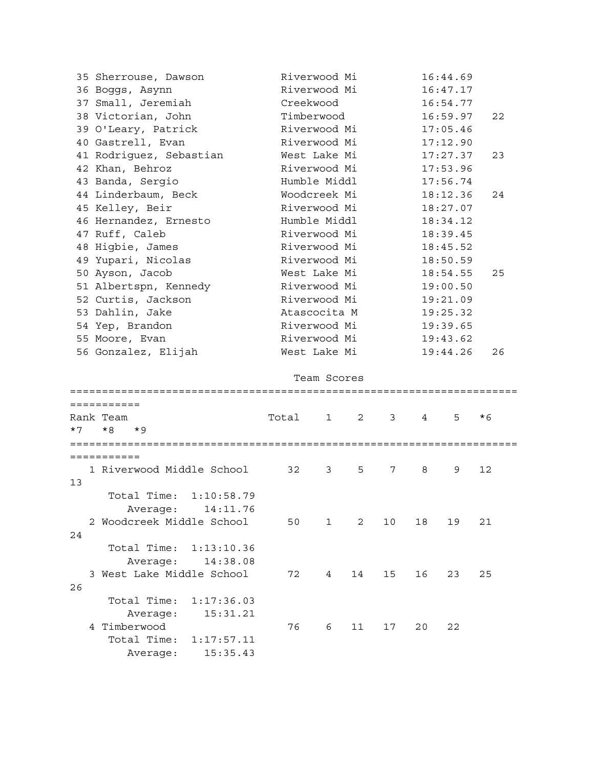| | | | | |
|---|---|---|---|---|
| 35 | Sherrouse, Dawson | Riverwood Mi | 16:44.69 | |
| 36 | Boggs, Asynn | Riverwood Mi | 16:47.17 | |
| 37 | Small, Jeremiah | Creekwood | 16:54.77 | |
| 38 | Victorian, John | Timberwood | 16:59.97 | 22 |
| 39 | O'Leary, Patrick | Riverwood Mi | 17:05.46 | |
| 40 | Gastrell, Evan | Riverwood Mi | 17:12.90 | |
| 41 | Rodriguez, Sebastian | West Lake Mi | 17:27.37 | 23 |
| 42 | Khan, Behroz | Riverwood Mi | 17:53.96 | |
| 43 | Banda, Sergio | Humble Middl | 17:56.74 | |
| 44 | Linderbaum, Beck | Woodcreek Mi | 18:12.36 | 24 |
| 45 | Kelley, Beir | Riverwood Mi | 18:27.07 | |
| 46 | Hernandez, Ernesto | Humble Middl | 18:34.12 | |
| 47 | Ruff, Caleb | Riverwood Mi | 18:39.45 | |
| 48 | Higbie, James | Riverwood Mi | 18:45.52 | |
| 49 | Yupari, Nicolas | Riverwood Mi | 18:50.59 | |
| 50 | Ayson, Jacob | West Lake Mi | 18:54.55 | 25 |
| 51 | Albertspn, Kennedy | Riverwood Mi | 19:00.50 | |
| 52 | Curtis, Jackson | Riverwood Mi | 19:21.09 | |
| 53 | Dahlin, Jake | Atascocita M | 19:25.32 | |
| 54 | Yep, Brandon | Riverwood Mi | 19:39.65 | |
| 55 | Moore, Evan | Riverwood Mi | 19:43.62 | |
| 56 | Gonzalez, Elijah | West Lake Mi | 19:44.26 | 26 |

## Team Scores

| Rank | Team | Total | 1 | 2 | 3 | 4 | 5 | *6 | *7 | *8 | *9 |
|---|---|---|---|---|---|---|---|---|---|---|---|
| 1 | Riverwood Middle School | 32 | 3 | 5 | 7 | 8 | 9 | 12 | 13 | | |
| | Total Time: 1:10:58.79 | | | | | | | | | | |
| | Average: 14:11.76 | | | | | | | | | | |
| 2 | Woodcreek Middle School | 50 | 1 | 2 | 10 | 18 | 19 | 21 | 24 | | |
| | Total Time: 1:13:10.36 | | | | | | | | | | |
| | Average: 14:38.08 | | | | | | | | | | |
| 3 | West Lake Middle School | 72 | 4 | 14 | 15 | 16 | 23 | 25 | 26 | | |
| | Total Time: 1:17:36.03 | | | | | | | | | | |
| | Average: 15:31.21 | | | | | | | | | | |
| 4 | Timberwood | 76 | 6 | 11 | 17 | 20 | 22 | | | | |
| | Total Time: 1:17:57.11 | | | | | | | | | | |
| | Average: 15:35.43 | | | | | | | | | | |